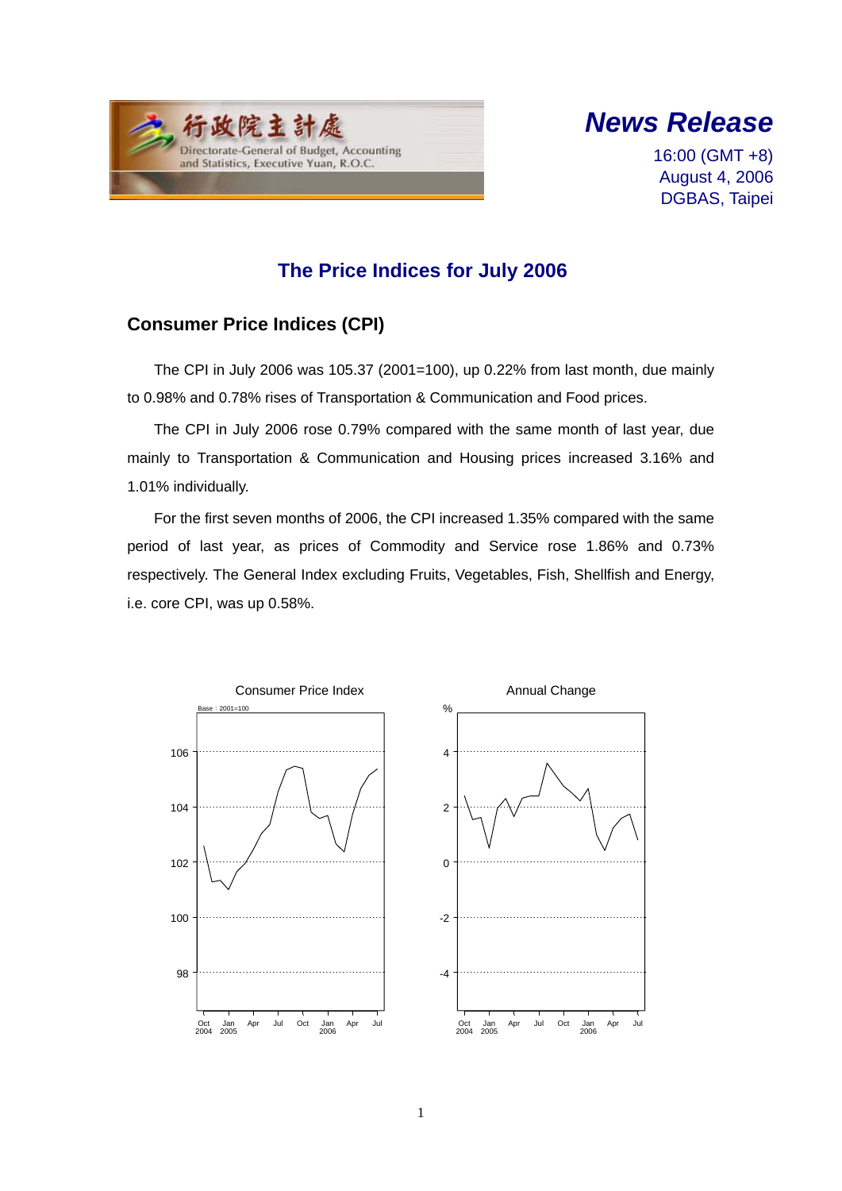行政院主計處

Directorate-General of Budget, Accounting and Statistics, Executive Yuan, R.O.C.

# *News Release*

16:00 (GMT +8)
August 4, 2006
DGBAS, Taipei

## The Price Indices for July 2006

### Consumer Price Indices (CPI)

The CPI in July 2006 was 105.37 (2001=100), up 0.22% from last month, due mainly to 0.98% and 0.78% rises of Transportation & Communication and Food prices.

The CPI in July 2006 rose 0.79% compared with the same month of last year, due mainly to Transportation & Communication and Housing prices increased 3.16% and 1.01% individually.

For the first seven months of 2006, the CPI increased 1.35% compared with the same period of last year, as prices of Commodity and Service rose 1.86% and 0.73% respectively. The General Index excluding Fruits, Vegetables, Fish, Shellfish and Energy, i.e. core CPI, was up 0.58%.

Consumer Price Index

Annual Change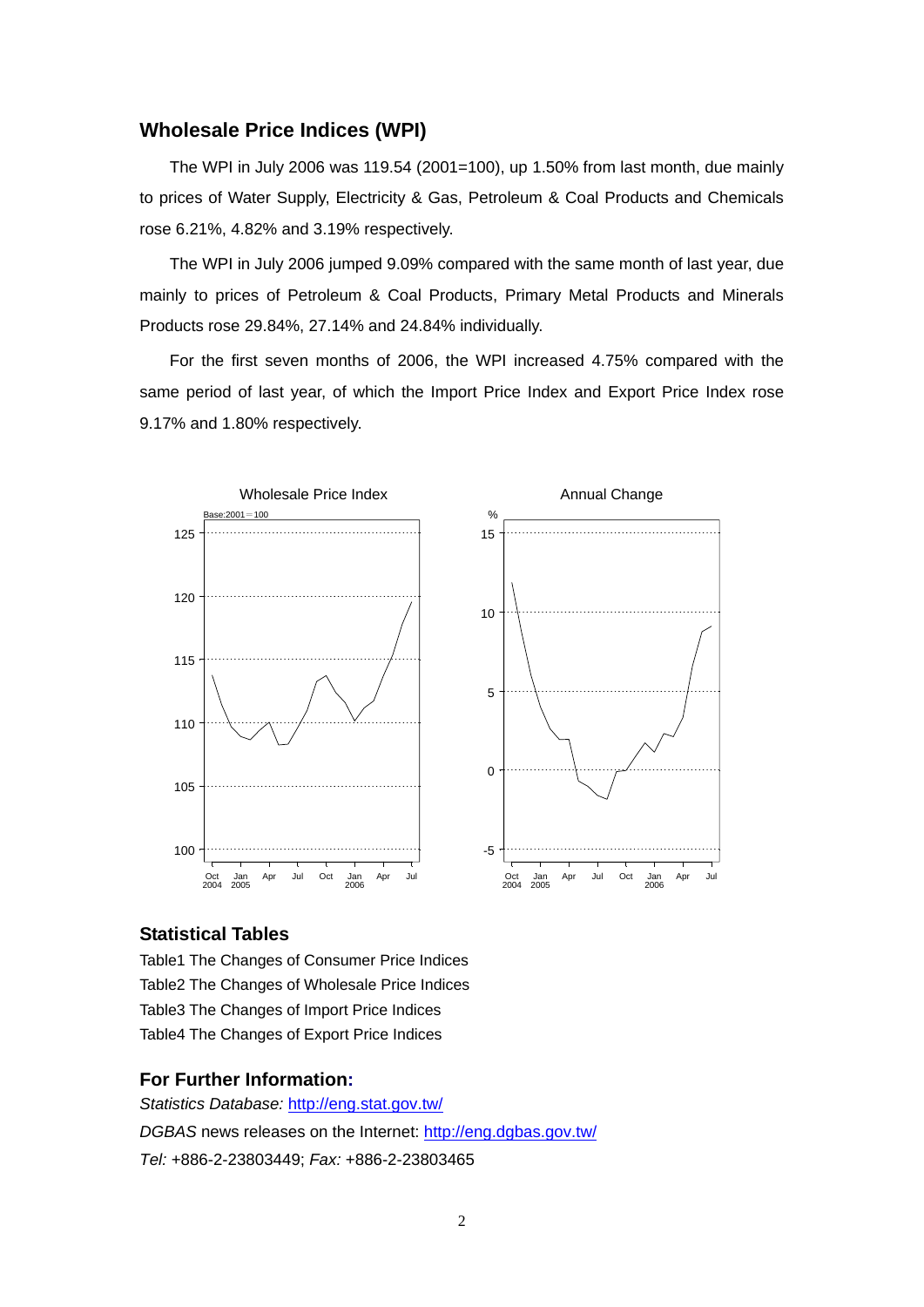## Wholesale Price Indices (WPI)

The WPI in July 2006 was 119.54 (2001=100), up 1.50% from last month, due mainly to prices of Water Supply, Electricity & Gas, Petroleum & Coal Products and Chemicals rose 6.21%, 4.82% and 3.19% respectively.

The WPI in July 2006 jumped 9.09% compared with the same month of last year, due mainly to prices of Petroleum & Coal Products, Primary Metal Products and Minerals Products rose 29.84%, 27.14% and 24.84% individually.

For the first seven months of 2006, the WPI increased 4.75% compared with the same period of last year, of which the Import Price Index and Export Price Index rose 9.17% and 1.80% respectively.

## Statistical Tables

Table1 The Changes of Consumer Price Indices

Table2 The Changes of Wholesale Price Indices

Table3 The Changes of Import Price Indices

Table4 The Changes of Export Price Indices

## For Further Information:

*Statistics Database:* http://eng.stat.gov.tw/

*DGBAS* news releases on the Internet: http://eng.dgbas.gov.tw/

*Tel:* +886-2-23803449; *Fax:* +886-2-23803465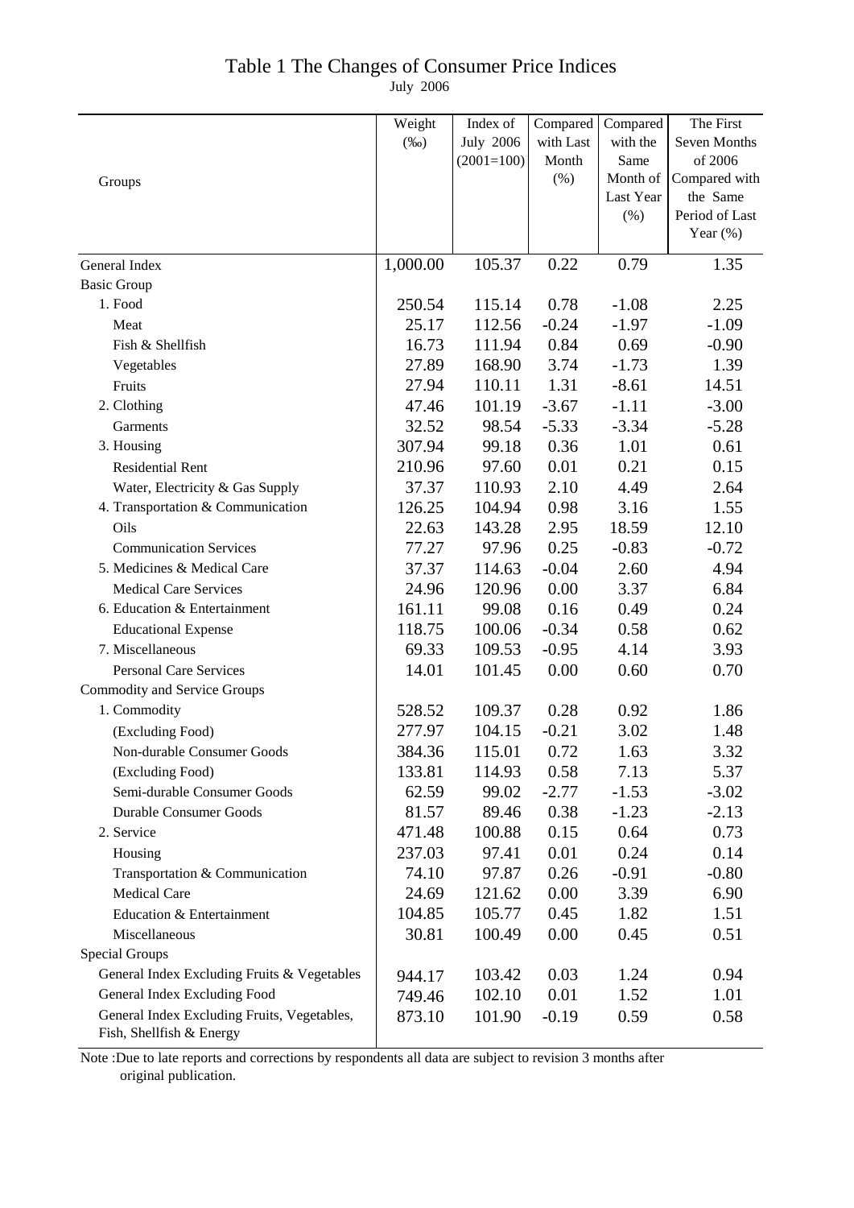# Table 1 The Changes of Consumer Price Indices

July 2006

| Groups | Weight (‰) | Index of July 2006 (2001=100) | Compared with Last Month (%) | Compared with the Same Month of Last Year (%) | The First Seven Months of 2006 Compared with the Same Period of Last Year (%) |
|---|---|---|---|---|---|
| General Index | 1,000.00 | 105.37 | 0.22 | 0.79 | 1.35 |
| Basic Group | | | | | |
| 1. Food | 250.54 | 115.14 | 0.78 | -1.08 | 2.25 |
| Meat | 25.17 | 112.56 | -0.24 | -1.97 | -1.09 |
| Fish & Shellfish | 16.73 | 111.94 | 0.84 | 0.69 | -0.90 |
| Vegetables | 27.89 | 168.90 | 3.74 | -1.73 | 1.39 |
| Fruits | 27.94 | 110.11 | 1.31 | -8.61 | 14.51 |
| 2. Clothing | 47.46 | 101.19 | -3.67 | -1.11 | -3.00 |
| Garments | 32.52 | 98.54 | -5.33 | -3.34 | -5.28 |
| 3. Housing | 307.94 | 99.18 | 0.36 | 1.01 | 0.61 |
| Residential Rent | 210.96 | 97.60 | 0.01 | 0.21 | 0.15 |
| Water, Electricity & Gas Supply | 37.37 | 110.93 | 2.10 | 4.49 | 2.64 |
| 4. Transportation & Communication | 126.25 | 104.94 | 0.98 | 3.16 | 1.55 |
| Oils | 22.63 | 143.28 | 2.95 | 18.59 | 12.10 |
| Communication Services | 77.27 | 97.96 | 0.25 | -0.83 | -0.72 |
| 5. Medicines & Medical Care | 37.37 | 114.63 | -0.04 | 2.60 | 4.94 |
| Medical Care Services | 24.96 | 120.96 | 0.00 | 3.37 | 6.84 |
| 6. Education & Entertainment | 161.11 | 99.08 | 0.16 | 0.49 | 0.24 |
| Educational Expense | 118.75 | 100.06 | -0.34 | 0.58 | 0.62 |
| 7. Miscellaneous | 69.33 | 109.53 | -0.95 | 4.14 | 3.93 |
| Personal Care Services | 14.01 | 101.45 | 0.00 | 0.60 | 0.70 |
| Commodity and Service Groups | | | | | |
| 1. Commodity | 528.52 | 109.37 | 0.28 | 0.92 | 1.86 |
| (Excluding Food) | 277.97 | 104.15 | -0.21 | 3.02 | 1.48 |
| Non-durable Consumer Goods | 384.36 | 115.01 | 0.72 | 1.63 | 3.32 |
| (Excluding Food) | 133.81 | 114.93 | 0.58 | 7.13 | 5.37 |
| Semi-durable Consumer Goods | 62.59 | 99.02 | -2.77 | -1.53 | -3.02 |
| Durable Consumer Goods | 81.57 | 89.46 | 0.38 | -1.23 | -2.13 |
| 2. Service | 471.48 | 100.88 | 0.15 | 0.64 | 0.73 |
| Housing | 237.03 | 97.41 | 0.01 | 0.24 | 0.14 |
| Transportation & Communication | 74.10 | 97.87 | 0.26 | -0.91 | -0.80 |
| Medical Care | 24.69 | 121.62 | 0.00 | 3.39 | 6.90 |
| Education & Entertainment | 104.85 | 105.77 | 0.45 | 1.82 | 1.51 |
| Miscellaneous | 30.81 | 100.49 | 0.00 | 0.45 | 0.51 |
| Special Groups | | | | | |
| General Index Excluding Fruits & Vegetables | 944.17 | 103.42 | 0.03 | 1.24 | 0.94 |
| General Index Excluding Food | 749.46 | 102.10 | 0.01 | 1.52 | 1.01 |
| General Index Excluding Fruits, Vegetables, Fish, Shellfish & Energy | 873.10 | 101.90 | -0.19 | 0.59 | 0.58 |

Note :Due to late reports and corrections by respondents all data are subject to revision 3 months after original publication.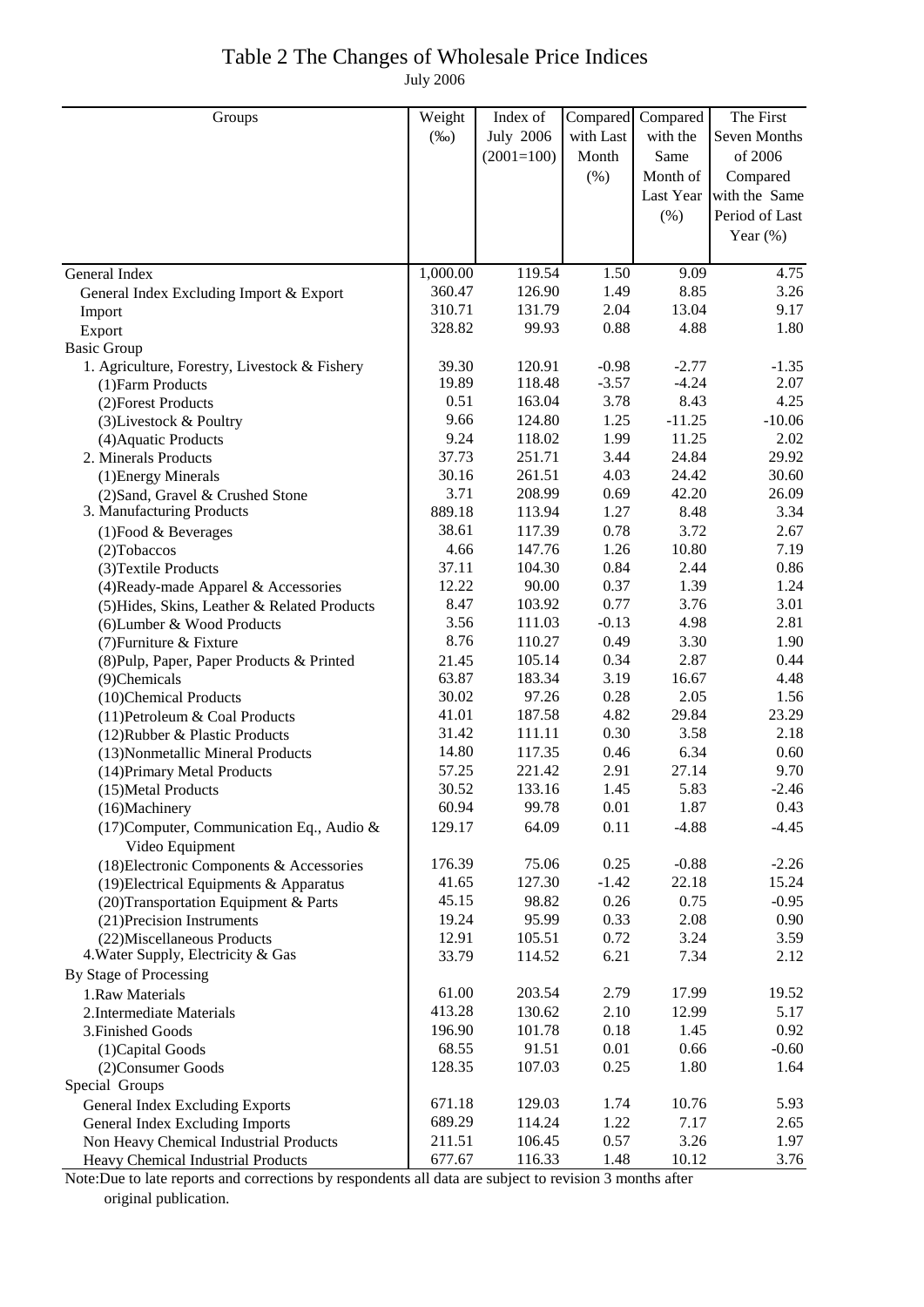# Table 2 The Changes of Wholesale Price Indices

July 2006

| Groups | Weight (‰) | Index of July 2006 (2001=100) | Compared with Last Month (%) | Compared with the Same Month of Last Year (%) | The First Seven Months of 2006 Compared with the Same Period of Last Year (%) |
|---|---|---|---|---|---|
| General Index | 1,000.00 | 119.54 | 1.50 | 9.09 | 4.75 |
| General Index Excluding Import & Export | 360.47 | 126.90 | 1.49 | 8.85 | 3.26 |
| Import | 310.71 | 131.79 | 2.04 | 13.04 | 9.17 |
| Export | 328.82 | 99.93 | 0.88 | 4.88 | 1.80 |
| Basic Group | | | | | |
| 1. Agriculture, Forestry, Livestock & Fishery | 39.30 | 120.91 | -0.98 | -2.77 | -1.35 |
| (1)Farm Products | 19.89 | 118.48 | -3.57 | -4.24 | 2.07 |
| (2)Forest Products | 0.51 | 163.04 | 3.78 | 8.43 | 4.25 |
| (3)Livestock & Poultry | 9.66 | 124.80 | 1.25 | -11.25 | -10.06 |
| (4)Aquatic Products | 9.24 | 118.02 | 1.99 | 11.25 | 2.02 |
| 2. Minerals Products | 37.73 | 251.71 | 3.44 | 24.84 | 29.92 |
| (1)Energy Minerals | 30.16 | 261.51 | 4.03 | 24.42 | 30.60 |
| (2)Sand, Gravel & Crushed Stone | 3.71 | 208.99 | 0.69 | 42.20 | 26.09 |
| 3. Manufacturing Products | 889.18 | 113.94 | 1.27 | 8.48 | 3.34 |
| (1)Food & Beverages | 38.61 | 117.39 | 0.78 | 3.72 | 2.67 |
| (2)Tobaccos | 4.66 | 147.76 | 1.26 | 10.80 | 7.19 |
| (3)Textile Products | 37.11 | 104.30 | 0.84 | 2.44 | 0.86 |
| (4)Ready-made Apparel & Accessories | 12.22 | 90.00 | 0.37 | 1.39 | 1.24 |
| (5)Hides, Skins, Leather & Related Products | 8.47 | 103.92 | 0.77 | 3.76 | 3.01 |
| (6)Lumber & Wood Products | 3.56 | 111.03 | -0.13 | 4.98 | 2.81 |
| (7)Furniture & Fixture | 8.76 | 110.27 | 0.49 | 3.30 | 1.90 |
| (8)Pulp, Paper, Paper Products & Printed | 21.45 | 105.14 | 0.34 | 2.87 | 0.44 |
| (9)Chemicals | 63.87 | 183.34 | 3.19 | 16.67 | 4.48 |
| (10)Chemical Products | 30.02 | 97.26 | 0.28 | 2.05 | 1.56 |
| (11)Petroleum & Coal Products | 41.01 | 187.58 | 4.82 | 29.84 | 23.29 |
| (12)Rubber & Plastic Products | 31.42 | 111.11 | 0.30 | 3.58 | 2.18 |
| (13)Nonmetallic Mineral Products | 14.80 | 117.35 | 0.46 | 6.34 | 0.60 |
| (14)Primary Metal Products | 57.25 | 221.42 | 2.91 | 27.14 | 9.70 |
| (15)Metal Products | 30.52 | 133.16 | 1.45 | 5.83 | -2.46 |
| (16)Machinery | 60.94 | 99.78 | 0.01 | 1.87 | 0.43 |
| (17)Computer, Communication Eq., Audio & Video Equipment | 129.17 | 64.09 | 0.11 | -4.88 | -4.45 |
| (18)Electronic Components & Accessories | 176.39 | 75.06 | 0.25 | -0.88 | -2.26 |
| (19)Electrical Equipments & Apparatus | 41.65 | 127.30 | -1.42 | 22.18 | 15.24 |
| (20)Transportation Equipment & Parts | 45.15 | 98.82 | 0.26 | 0.75 | -0.95 |
| (21)Precision Instruments | 19.24 | 95.99 | 0.33 | 2.08 | 0.90 |
| (22)Miscellaneous Products | 12.91 | 105.51 | 0.72 | 3.24 | 3.59 |
| 4.Water Supply, Electricity & Gas | 33.79 | 114.52 | 6.21 | 7.34 | 2.12 |
| By Stage of Processing | | | | | |
| 1.Raw Materials | 61.00 | 203.54 | 2.79 | 17.99 | 19.52 |
| 2.Intermediate Materials | 413.28 | 130.62 | 2.10 | 12.99 | 5.17 |
| 3.Finished Goods | 196.90 | 101.78 | 0.18 | 1.45 | 0.92 |
| (1)Capital Goods | 68.55 | 91.51 | 0.01 | 0.66 | -0.60 |
| (2)Consumer Goods | 128.35 | 107.03 | 0.25 | 1.80 | 1.64 |
| Special Groups | | | | | |
| General Index Excluding Exports | 671.18 | 129.03 | 1.74 | 10.76 | 5.93 |
| General Index Excluding Imports | 689.29 | 114.24 | 1.22 | 7.17 | 2.65 |
| Non Heavy Chemical Industrial Products | 211.51 | 106.45 | 0.57 | 3.26 | 1.97 |
| Heavy Chemical Industrial Products | 677.67 | 116.33 | 1.48 | 10.12 | 3.76 |

Note:Due to late reports and corrections by respondents all data are subject to revision 3 months after original publication.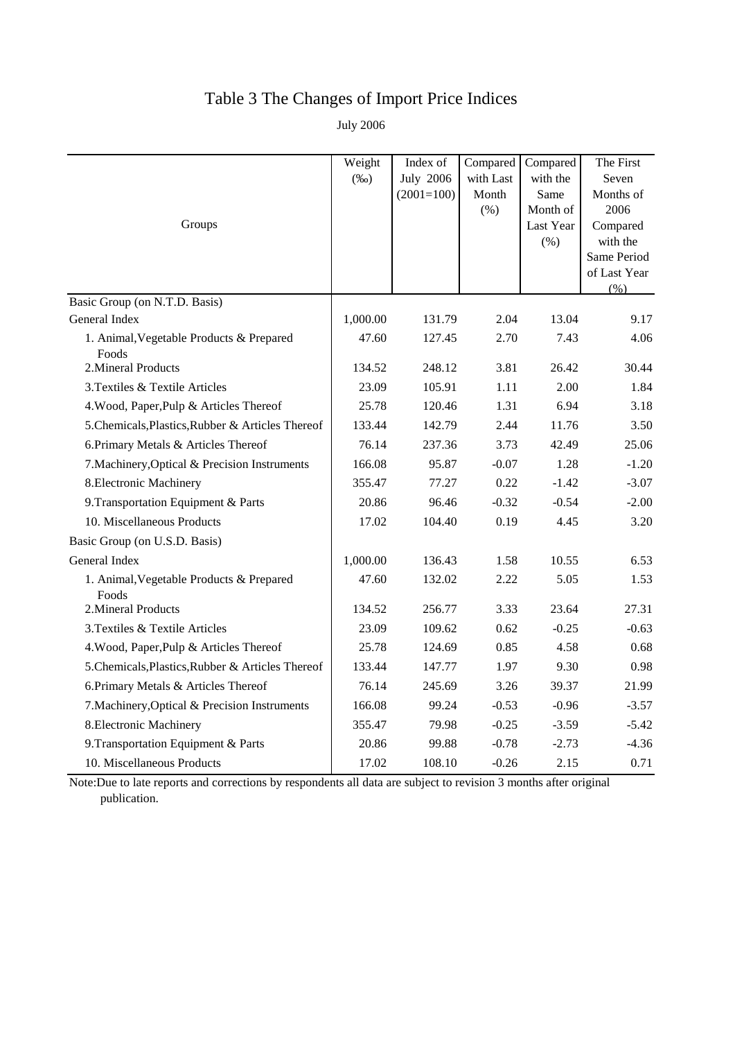# Table 3 The Changes of Import Price Indices

July 2006

| Groups | Weight (‰) | Index of July 2006 (2001=100) | Compared with Last Month (%) | Compared with the Same Month of Last Year (%) | The First Seven Months of 2006 Compared with the Same Period of Last Year (%) |
|---|---|---|---|---|---|
| Basic Group (on N.T.D. Basis) | | | | | |
| General Index | 1,000.00 | 131.79 | 2.04 | 13.04 | 9.17 |
| 1. Animal,Vegetable Products & Prepared Foods | 47.60 | 127.45 | 2.70 | 7.43 | 4.06 |
| 2.Mineral Products | 134.52 | 248.12 | 3.81 | 26.42 | 30.44 |
| 3.Textiles & Textile Articles | 23.09 | 105.91 | 1.11 | 2.00 | 1.84 |
| 4.Wood, Paper,Pulp & Articles Thereof | 25.78 | 120.46 | 1.31 | 6.94 | 3.18 |
| 5.Chemicals,Plastics,Rubber & Articles Thereof | 133.44 | 142.79 | 2.44 | 11.76 | 3.50 |
| 6.Primary Metals & Articles Thereof | 76.14 | 237.36 | 3.73 | 42.49 | 25.06 |
| 7.Machinery,Optical & Precision Instruments | 166.08 | 95.87 | -0.07 | 1.28 | -1.20 |
| 8.Electronic Machinery | 355.47 | 77.27 | 0.22 | -1.42 | -3.07 |
| 9.Transportation Equipment & Parts | 20.86 | 96.46 | -0.32 | -0.54 | -2.00 |
| 10. Miscellaneous Products | 17.02 | 104.40 | 0.19 | 4.45 | 3.20 |
| Basic Group (on U.S.D. Basis) | | | | | |
| General Index | 1,000.00 | 136.43 | 1.58 | 10.55 | 6.53 |
| 1. Animal,Vegetable Products & Prepared Foods | 47.60 | 132.02 | 2.22 | 5.05 | 1.53 |
| 2.Mineral Products | 134.52 | 256.77 | 3.33 | 23.64 | 27.31 |
| 3.Textiles & Textile Articles | 23.09 | 109.62 | 0.62 | -0.25 | -0.63 |
| 4.Wood, Paper,Pulp & Articles Thereof | 25.78 | 124.69 | 0.85 | 4.58 | 0.68 |
| 5.Chemicals,Plastics,Rubber & Articles Thereof | 133.44 | 147.77 | 1.97 | 9.30 | 0.98 |
| 6.Primary Metals & Articles Thereof | 76.14 | 245.69 | 3.26 | 39.37 | 21.99 |
| 7.Machinery,Optical & Precision Instruments | 166.08 | 99.24 | -0.53 | -0.96 | -3.57 |
| 8.Electronic Machinery | 355.47 | 79.98 | -0.25 | -3.59 | -5.42 |
| 9.Transportation Equipment & Parts | 20.86 | 99.88 | -0.78 | -2.73 | -4.36 |
| 10. Miscellaneous Products | 17.02 | 108.10 | -0.26 | 2.15 | 0.71 |

Note:Due to late reports and corrections by respondents all data are subject to revision 3 months after original publication.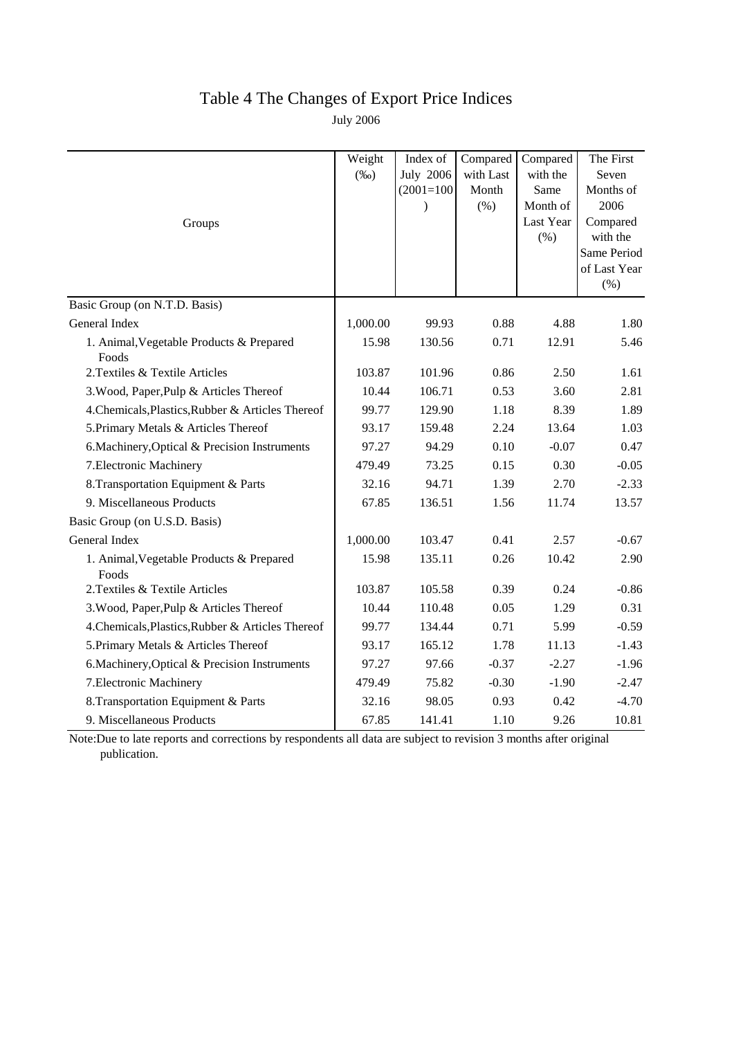# Table 4 The Changes of Export Price Indices

July 2006

| Groups | Weight (‰) | Index of July 2006 (2001=100) | Compared with Last Month (%) | Compared with the Same Month of Last Year (%) | The First Seven Months of 2006 Compared with the Same Period of Last Year (%) |
|---|---|---|---|---|---|
| Basic Group (on N.T.D. Basis) | | | | | |
| General Index | 1,000.00 | 99.93 | 0.88 | 4.88 | 1.80 |
| 1. Animal,Vegetable Products & Prepared Foods | 15.98 | 130.56 | 0.71 | 12.91 | 5.46 |
| 2.Textiles & Textile Articles | 103.87 | 101.96 | 0.86 | 2.50 | 1.61 |
| 3.Wood, Paper,Pulp & Articles Thereof | 10.44 | 106.71 | 0.53 | 3.60 | 2.81 |
| 4.Chemicals,Plastics,Rubber & Articles Thereof | 99.77 | 129.90 | 1.18 | 8.39 | 1.89 |
| 5.Primary Metals & Articles Thereof | 93.17 | 159.48 | 2.24 | 13.64 | 1.03 |
| 6.Machinery,Optical & Precision Instruments | 97.27 | 94.29 | 0.10 | -0.07 | 0.47 |
| 7.Electronic Machinery | 479.49 | 73.25 | 0.15 | 0.30 | -0.05 |
| 8.Transportation Equipment & Parts | 32.16 | 94.71 | 1.39 | 2.70 | -2.33 |
| 9. Miscellaneous Products | 67.85 | 136.51 | 1.56 | 11.74 | 13.57 |
| Basic Group (on U.S.D. Basis) | | | | | |
| General Index | 1,000.00 | 103.47 | 0.41 | 2.57 | -0.67 |
| 1. Animal,Vegetable Products & Prepared Foods | 15.98 | 135.11 | 0.26 | 10.42 | 2.90 |
| 2.Textiles & Textile Articles | 103.87 | 105.58 | 0.39 | 0.24 | -0.86 |
| 3.Wood, Paper,Pulp & Articles Thereof | 10.44 | 110.48 | 0.05 | 1.29 | 0.31 |
| 4.Chemicals,Plastics,Rubber & Articles Thereof | 99.77 | 134.44 | 0.71 | 5.99 | -0.59 |
| 5.Primary Metals & Articles Thereof | 93.17 | 165.12 | 1.78 | 11.13 | -1.43 |
| 6.Machinery,Optical & Precision Instruments | 97.27 | 97.66 | -0.37 | -2.27 | -1.96 |
| 7.Electronic Machinery | 479.49 | 75.82 | -0.30 | -1.90 | -2.47 |
| 8.Transportation Equipment & Parts | 32.16 | 98.05 | 0.93 | 0.42 | -4.70 |
| 9. Miscellaneous Products | 67.85 | 141.41 | 1.10 | 9.26 | 10.81 |

Note:Due to late reports and corrections by respondents all data are subject to revision 3 months after original publication.